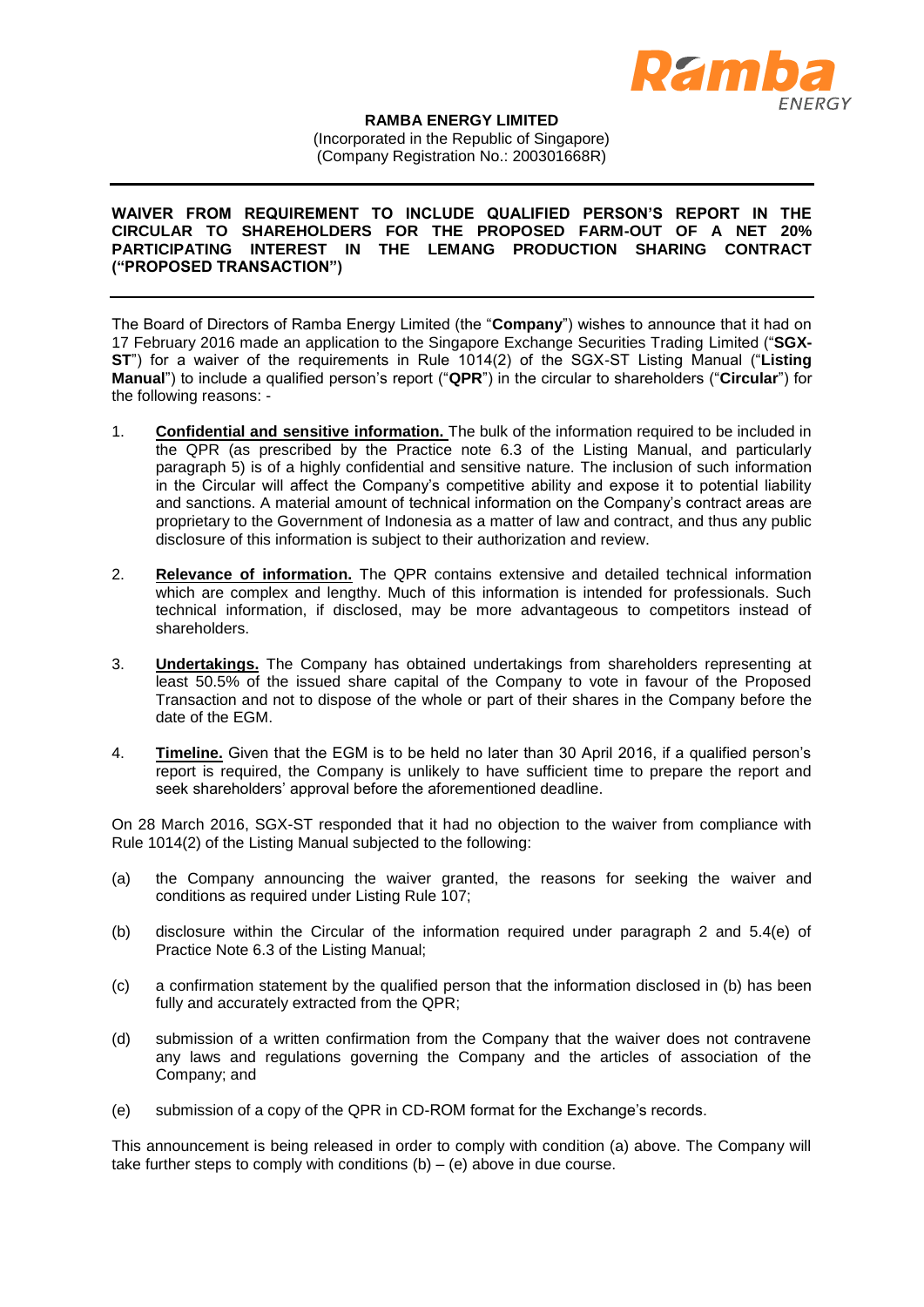**RAMBA ENERGY LIMITED**
(Incorporated in the Republic of Singapore)
(Company Registration No.: 200301668R)

---

**WAIVER FROM REQUIREMENT TO INCLUDE QUALIFIED PERSON'S REPORT IN THE CIRCULAR TO SHAREHOLDERS FOR THE PROPOSED FARM-OUT OF A NET 20% PARTICIPATING INTEREST IN THE LEMANG PRODUCTION SHARING CONTRACT ("PROPOSED TRANSACTION")**

---

The Board of Directors of Ramba Energy Limited (the "**Company**") wishes to announce that it had on 17 February 2016 made an application to the Singapore Exchange Securities Trading Limited ("**SGX-ST**") for a waiver of the requirements in Rule 1014(2) of the SGX-ST Listing Manual ("**Listing Manual**") to include a qualified person's report ("**QPR**") in the circular to shareholders ("**Circular**") for the following reasons: -

1. **Confidential and sensitive information.** The bulk of the information required to be included in the QPR (as prescribed by the Practice note 6.3 of the Listing Manual, and particularly paragraph 5) is of a highly confidential and sensitive nature. The inclusion of such information in the Circular will affect the Company's competitive ability and expose it to potential liability and sanctions. A material amount of technical information on the Company's contract areas are proprietary to the Government of Indonesia as a matter of law and contract, and thus any public disclosure of this information is subject to their authorization and review.

2. **Relevance of information.** The QPR contains extensive and detailed technical information which are complex and lengthy. Much of this information is intended for professionals. Such technical information, if disclosed, may be more advantageous to competitors instead of shareholders.

3. **Undertakings.** The Company has obtained undertakings from shareholders representing at least 50.5% of the issued share capital of the Company to vote in favour of the Proposed Transaction and not to dispose of the whole or part of their shares in the Company before the date of the EGM.

4. **Timeline.** Given that the EGM is to be held no later than 30 April 2016, if a qualified person's report is required, the Company is unlikely to have sufficient time to prepare the report and seek shareholders' approval before the aforementioned deadline.

On 28 March 2016, SGX-ST responded that it had no objection to the waiver from compliance with Rule 1014(2) of the Listing Manual subjected to the following:

(a) the Company announcing the waiver granted, the reasons for seeking the waiver and conditions as required under Listing Rule 107;

(b) disclosure within the Circular of the information required under paragraph 2 and 5.4(e) of Practice Note 6.3 of the Listing Manual;

(c) a confirmation statement by the qualified person that the information disclosed in (b) has been fully and accurately extracted from the QPR;

(d) submission of a written confirmation from the Company that the waiver does not contravene any laws and regulations governing the Company and the articles of association of the Company; and

(e) submission of a copy of the QPR in CD-ROM format for the Exchange's records.

This announcement is being released in order to comply with condition (a) above. The Company will take further steps to comply with conditions (b) – (e) above in due course.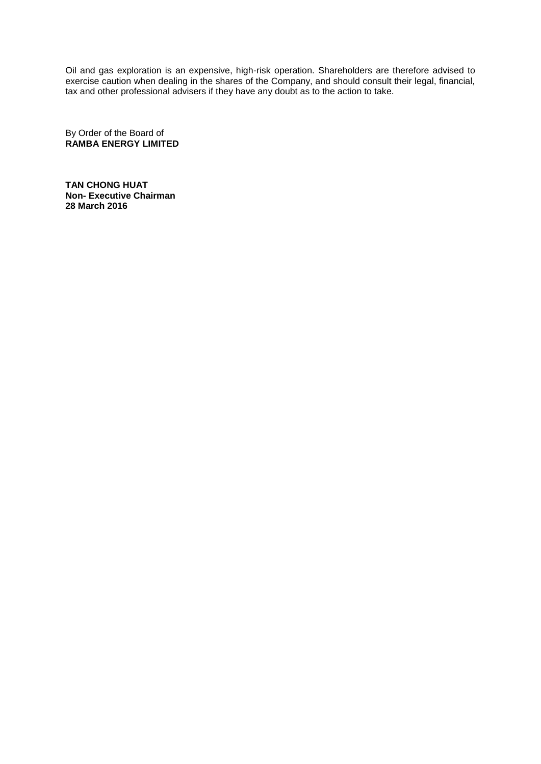Oil and gas exploration is an expensive, high-risk operation. Shareholders are therefore advised to exercise caution when dealing in the shares of the Company, and should consult their legal, financial, tax and other professional advisers if they have any doubt as to the action to take.

By Order of the Board of
**RAMBA ENERGY LIMITED**

**TAN CHONG HUAT**
**Non- Executive Chairman**
**28 March 2016**